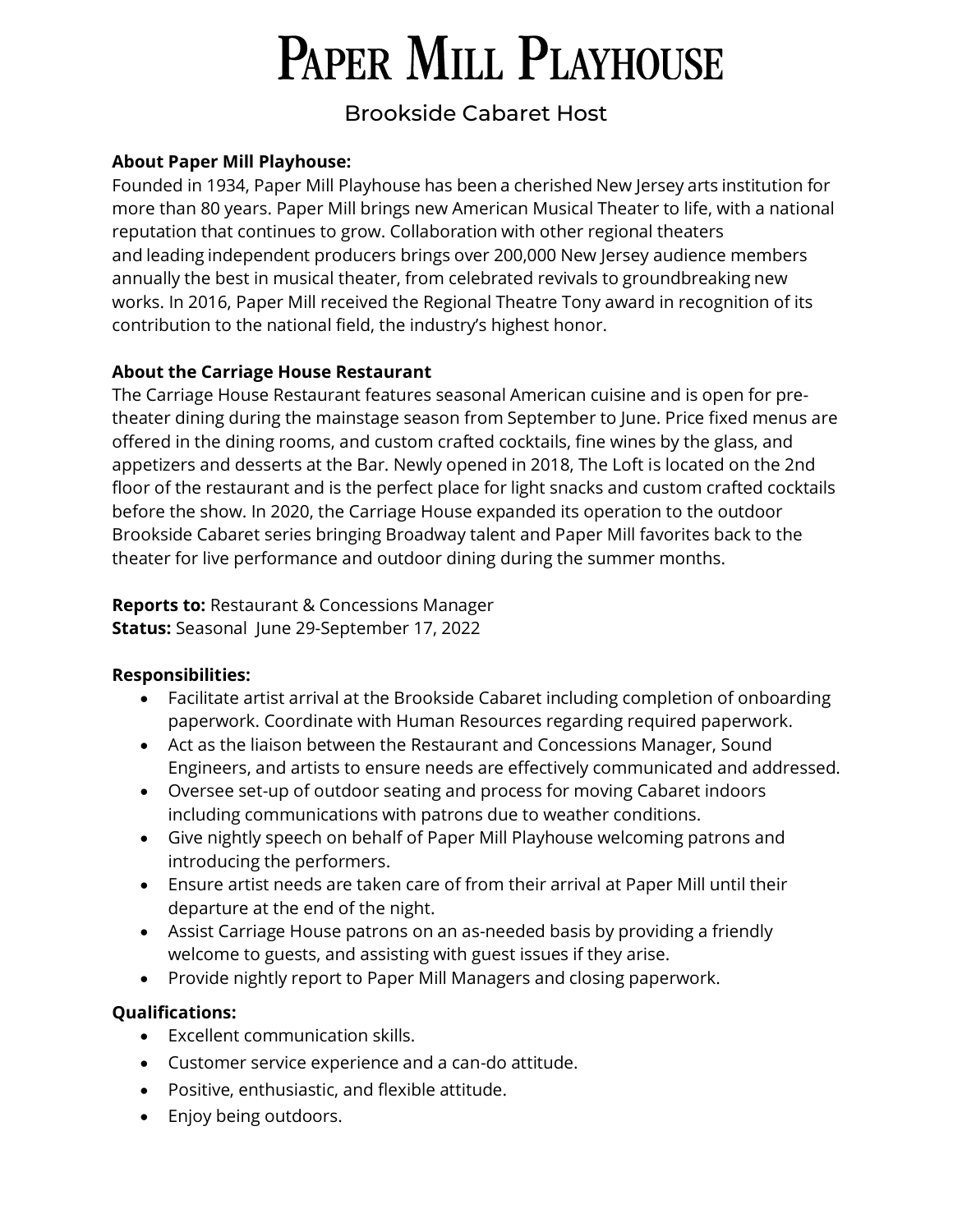# Paper Mill Playhouse

## Brookside Cabaret Host

**About Paper Mill Playhouse:**
Founded in 1934, Paper Mill Playhouse has been a cherished New Jersey arts institution for more than 80 years. Paper Mill brings new American Musical Theater to life, with a national reputation that continues to grow. Collaboration with other regional theaters and leading independent producers brings over 200,000 New Jersey audience members annually the best in musical theater, from celebrated revivals to groundbreaking new works. In 2016, Paper Mill received the Regional Theatre Tony award in recognition of its contribution to the national field, the industry's highest honor.

**About the Carriage House Restaurant**
The Carriage House Restaurant features seasonal American cuisine and is open for pre-theater dining during the mainstage season from September to June. Price fixed menus are offered in the dining rooms, and custom crafted cocktails, fine wines by the glass, and appetizers and desserts at the Bar. Newly opened in 2018, The Loft is located on the 2nd floor of the restaurant and is the perfect place for light snacks and custom crafted cocktails before the show. In 2020, the Carriage House expanded its operation to the outdoor Brookside Cabaret series bringing Broadway talent and Paper Mill favorites back to the theater for live performance and outdoor dining during the summer months.

**Reports to:** Restaurant & Concessions Manager
**Status:** Seasonal June 29-September 17, 2022

**Responsibilities:**

- Facilitate artist arrival at the Brookside Cabaret including completion of onboarding paperwork. Coordinate with Human Resources regarding required paperwork.
- Act as the liaison between the Restaurant and Concessions Manager, Sound Engineers, and artists to ensure needs are effectively communicated and addressed.
- Oversee set-up of outdoor seating and process for moving Cabaret indoors including communications with patrons due to weather conditions.
- Give nightly speech on behalf of Paper Mill Playhouse welcoming patrons and introducing the performers.
- Ensure artist needs are taken care of from their arrival at Paper Mill until their departure at the end of the night.
- Assist Carriage House patrons on an as-needed basis by providing a friendly welcome to guests, and assisting with guest issues if they arise.
- Provide nightly report to Paper Mill Managers and closing paperwork.

**Qualifications:**

- Excellent communication skills.
- Customer service experience and a can-do attitude.
- Positive, enthusiastic, and flexible attitude.
- Enjoy being outdoors.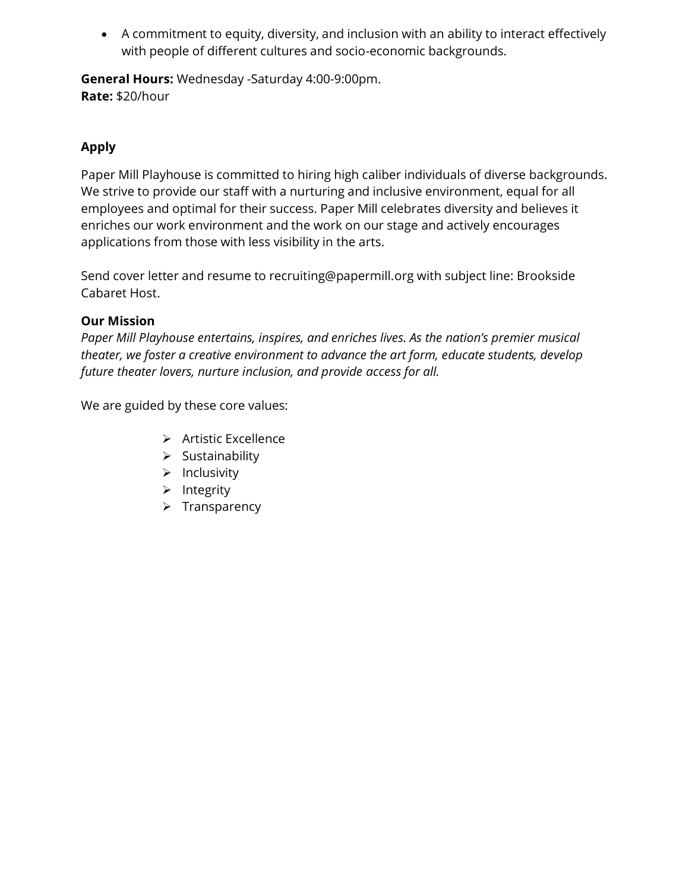- A commitment to equity, diversity, and inclusion with an ability to interact effectively with people of different cultures and socio-economic backgrounds.

**General Hours:** Wednesday -Saturday 4:00-9:00pm.
**Rate:** $20/hour

**Apply**

Paper Mill Playhouse is committed to hiring high caliber individuals of diverse backgrounds. We strive to provide our staff with a nurturing and inclusive environment, equal for all employees and optimal for their success. Paper Mill celebrates diversity and believes it enriches our work environment and the work on our stage and actively encourages applications from those with less visibility in the arts.

Send cover letter and resume to recruiting@papermill.org with subject line: Brookside Cabaret Host.

**Our Mission**

*Paper Mill Playhouse entertains, inspires, and enriches lives. As the nation's premier musical theater, we foster a creative environment to advance the art form, educate students, develop future theater lovers, nurture inclusion, and provide access for all.*

We are guided by these core values:

- Artistic Excellence
- Sustainability
- Inclusivity
- Integrity
- Transparency